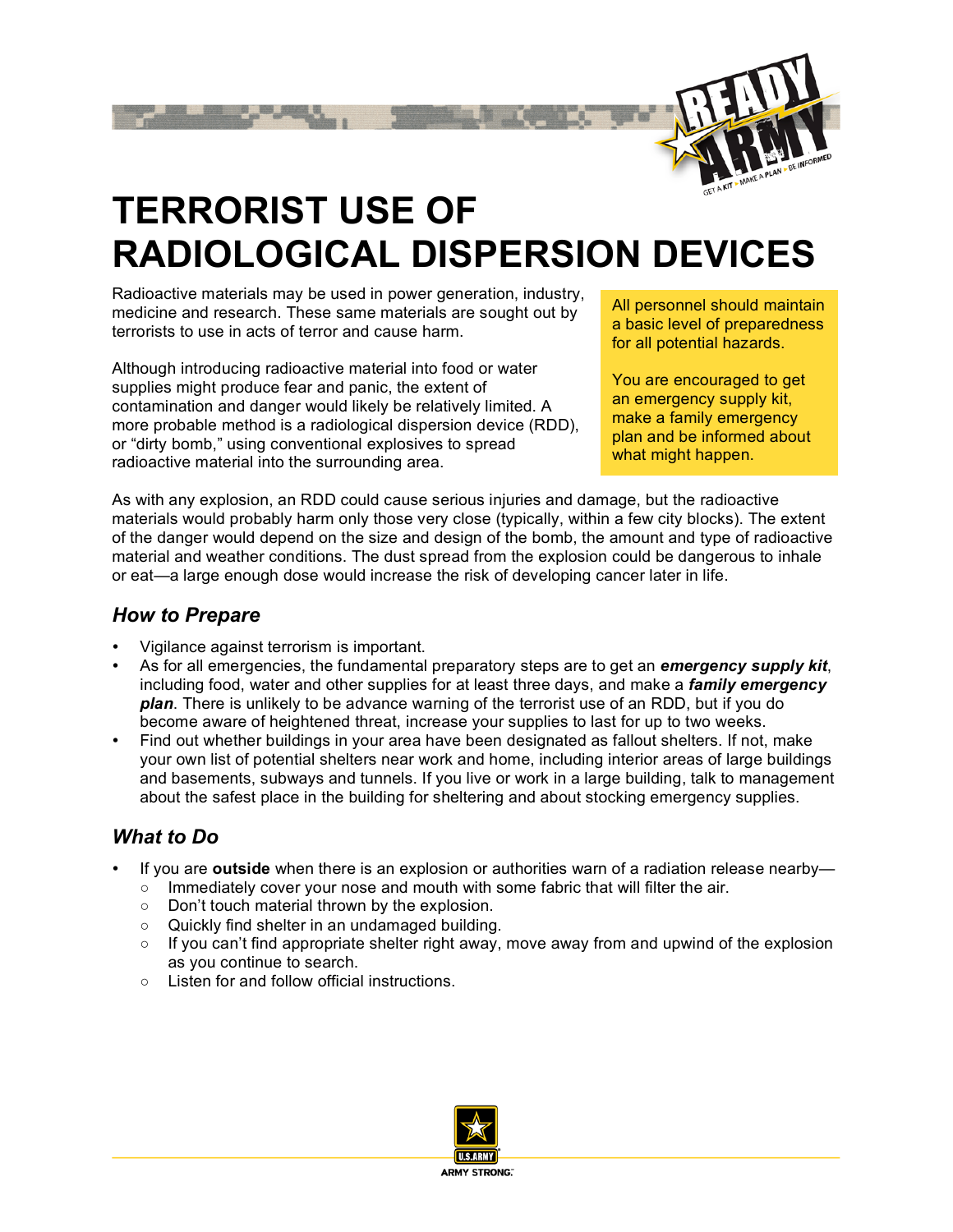# TERRORIST USE OF RADIOLOGICAL DISPERSION DEVICES

Radioactive materials may be used in power generation, industry, medicine and research. These same materials are sought out by terrorists to use in acts of terror and cause harm.

Although introducing radioactive material into food or water supplies might produce fear and panic, the extent of contamination and danger would likely be relatively limited. A more probable method is a radiological dispersion device (RDD), or "dirty bomb," using conventional explosives to spread radioactive material into the surrounding area.

> All personnel should maintain a basic level of preparedness for all potential hazards.
>
> You are encouraged to get an emergency supply kit, make a family emergency plan and be informed about what might happen.

As with any explosion, an RDD could cause serious injuries and damage, but the radioactive materials would probably harm only those very close (typically, within a few city blocks). The extent of the danger would depend on the size and design of the bomb, the amount and type of radioactive material and weather conditions. The dust spread from the explosion could be dangerous to inhale or eat—a large enough dose would increase the risk of developing cancer later in life.

## *How to Prepare*

- Vigilance against terrorism is important.
- As for all emergencies, the fundamental preparatory steps are to get an ***emergency supply kit***, including food, water and other supplies for at least three days, and make a ***family emergency plan***. There is unlikely to be advance warning of the terrorist use of an RDD, but if you do become aware of heightened threat, increase your supplies to last for up to two weeks.
- Find out whether buildings in your area have been designated as fallout shelters. If not, make your own list of potential shelters near work and home, including interior areas of large buildings and basements, subways and tunnels. If you live or work in a large building, talk to management about the safest place in the building for sheltering and about stocking emergency supplies.

## *What to Do*

- If you are **outside** when there is an explosion or authorities warn of a radiation release nearby—
  - Immediately cover your nose and mouth with some fabric that will filter the air.
  - Don't touch material thrown by the explosion.
  - Quickly find shelter in an undamaged building.
  - If you can't find appropriate shelter right away, move away from and upwind of the explosion as you continue to search.
  - Listen for and follow official instructions.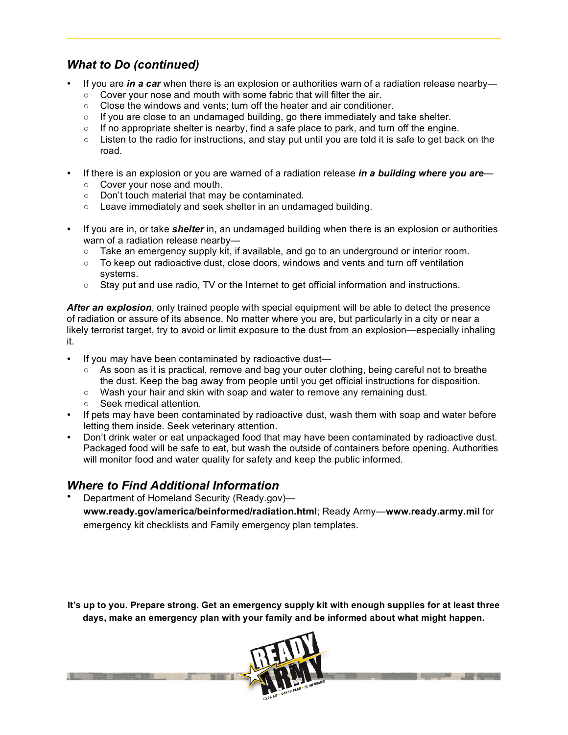## *What to Do (continued)*

- If you are ***in a car*** when there is an explosion or authorities warn of a radiation release nearby—
  - Cover your nose and mouth with some fabric that will filter the air.
  - Close the windows and vents; turn off the heater and air conditioner.
  - If you are close to an undamaged building, go there immediately and take shelter.
  - If no appropriate shelter is nearby, find a safe place to park, and turn off the engine.
  - Listen to the radio for instructions, and stay put until you are told it is safe to get back on the road.

- If there is an explosion or you are warned of a radiation release ***in a building where you are***—
  - Cover your nose and mouth.
  - Don't touch material that may be contaminated.
  - Leave immediately and seek shelter in an undamaged building.

- If you are in, or take ***shelter*** in, an undamaged building when there is an explosion or authorities warn of a radiation release nearby—
  - Take an emergency supply kit, if available, and go to an underground or interior room.
  - To keep out radioactive dust, close doors, windows and vents and turn off ventilation systems.
  - Stay put and use radio, TV or the Internet to get official information and instructions.

***After an explosion***, only trained people with special equipment will be able to detect the presence of radiation or assure of its absence. No matter where you are, but particularly in a city or near a likely terrorist target, try to avoid or limit exposure to the dust from an explosion—especially inhaling it.

- If you may have been contaminated by radioactive dust—
  - As soon as it is practical, remove and bag your outer clothing, being careful not to breathe the dust. Keep the bag away from people until you get official instructions for disposition.
  - Wash your hair and skin with soap and water to remove any remaining dust.
  - Seek medical attention.
- If pets may have been contaminated by radioactive dust, wash them with soap and water before letting them inside. Seek veterinary attention.
- Don't drink water or eat unpackaged food that may have been contaminated by radioactive dust. Packaged food will be safe to eat, but wash the outside of containers before opening. Authorities will monitor food and water quality for safety and keep the public informed.

## *Where to Find Additional Information*

- Department of Homeland Security (Ready.gov)— **www.ready.gov/america/beinformed/radiation.html**; Ready Army—**www.ready.army.mil** for emergency kit checklists and Family emergency plan templates.

**It's up to you. Prepare strong. Get an emergency supply kit with enough supplies for at least three days, make an emergency plan with your family and be informed about what might happen.**

READY ARMY

GET A KIT • MAKE A PLAN • BE INFORMED